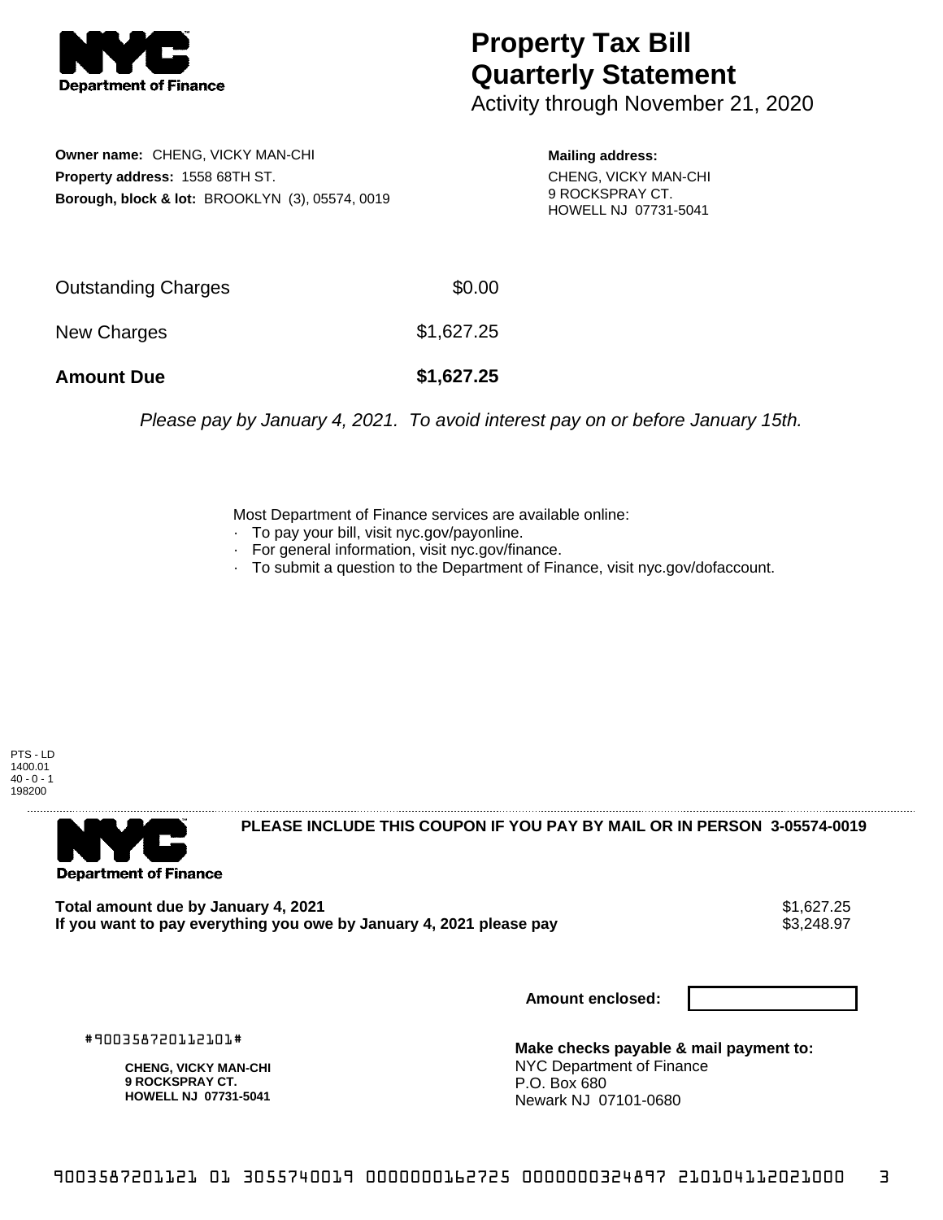NYC Department of Finance

# Property Tax Bill Quarterly Statement

Activity through November 21, 2020

**Owner name:** CHENG, VICKY MAN-CHI
**Property address:** 1558 68TH ST.
**Borough, block & lot:** BROOKLYN (3), 05574, 0019

**Mailing address:**
CHENG, VICKY MAN-CHI
9 ROCKSPRAY CT.
HOWELL NJ 07731-5041

| | |
|---|---|
| Outstanding Charges | $0.00 |
| New Charges | $1,627.25 |
| **Amount Due** | **$1,627.25** |

*Please pay by January 4, 2021. To avoid interest pay on or before January 15th.*

Most Department of Finance services are available online:

- To pay your bill, visit nyc.gov/payonline.
- For general information, visit nyc.gov/finance.
- To submit a question to the Department of Finance, visit nyc.gov/dofaccount.

PTS - LD
1400.01
40 - 0 - 1
198200

NYC Department of Finance

**PLEASE INCLUDE THIS COUPON IF YOU PAY BY MAIL OR IN PERSON 3-05574-0019**

**Total amount due by January 4, 2021** $1,627.25
**If you want to pay everything you owe by January 4, 2021 please pay** $3,248.97

**Amount enclosed:**

#900358720112101#

**CHENG, VICKY MAN-CHI**
**9 ROCKSPRAY CT.**
**HOWELL NJ 07731-5041**

**Make checks payable & mail payment to:**
NYC Department of Finance
P.O. Box 680
Newark NJ 07101-0680

9003587201121 01 3055740019 0000000162725 0000000324897 210104112021000 3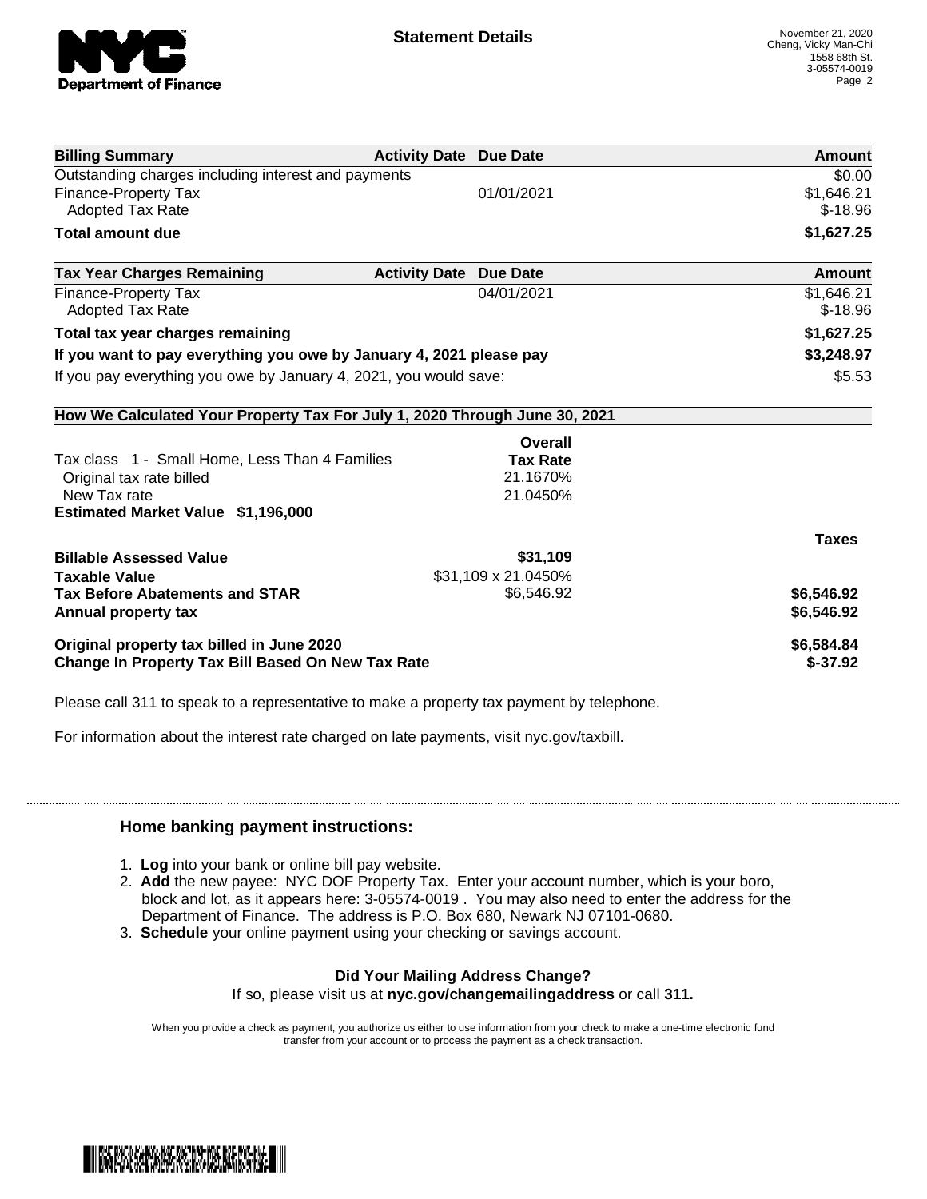# Statement Details

November 21, 2020
Cheng, Vicky Man-Chi
1558 68th St.
3-05574-0019

| Billing Summary | Activity Date | Due Date | Amount |
|---|---|---|---|
| Outstanding charges including interest and payments | | | $0.00 |
| Finance-Property Tax | | 01/01/2021 | $1,646.21 |
| Adopted Tax Rate | | | $-18.96 |
| **Total amount due** | | | **$1,627.25** |

| Tax Year Charges Remaining | Activity Date | Due Date | Amount |
|---|---|---|---|
| Finance-Property Tax | | 04/01/2021 | $1,646.21 |
| Adopted Tax Rate | | | $-18.96 |
| **Total tax year charges remaining** | | | **$1,627.25** |
| **If you want to pay everything you owe by January 4, 2021 please pay** | | | **$3,248.97** |
| If you pay everything you owe by January 4, 2021, you would save: | | | $5.53 |

**How We Calculated Your Property Tax For July 1, 2020 Through June 30, 2021**

| | Overall Tax Rate | |
|---|---|---|
| Tax class 1 - Small Home, Less Than 4 Families | | |
| Original tax rate billed | 21.1670% | |
| New Tax rate | 21.0450% | |
| **Estimated Market Value $1,196,000** | | |

| | | Taxes |
|---|---|---|
| **Billable Assessed Value** | **$31,109** | |
| **Taxable Value** | $31,109 x 21.0450% | |
| **Tax Before Abatements and STAR** | $6,546.92 | **$6,546.92** |
| **Annual property tax** | | **$6,546.92** |
| **Original property tax billed in June 2020** | | **$6,584.84** |
| **Change In Property Tax Bill Based On New Tax Rate** | | **$-37.92** |

Please call 311 to speak to a representative to make a property tax payment by telephone.

For information about the interest rate charged on late payments, visit nyc.gov/taxbill.

## Home banking payment instructions:

1. **Log** into your bank or online bill pay website.
2. **Add** the new payee: NYC DOF Property Tax. Enter your account number, which is your boro, block and lot, as it appears here: 3-05574-0019 . You may also need to enter the address for the Department of Finance. The address is P.O. Box 680, Newark NJ 07101-0680.
3. **Schedule** your online payment using your checking or savings account.

**Did Your Mailing Address Change?**
If so, please visit us at **nyc.gov/changemailingaddress** or call **311.**

When you provide a check as payment, you authorize us either to use information from your check to make a one-time electronic fund transfer from your account or to process the payment as a check transaction.